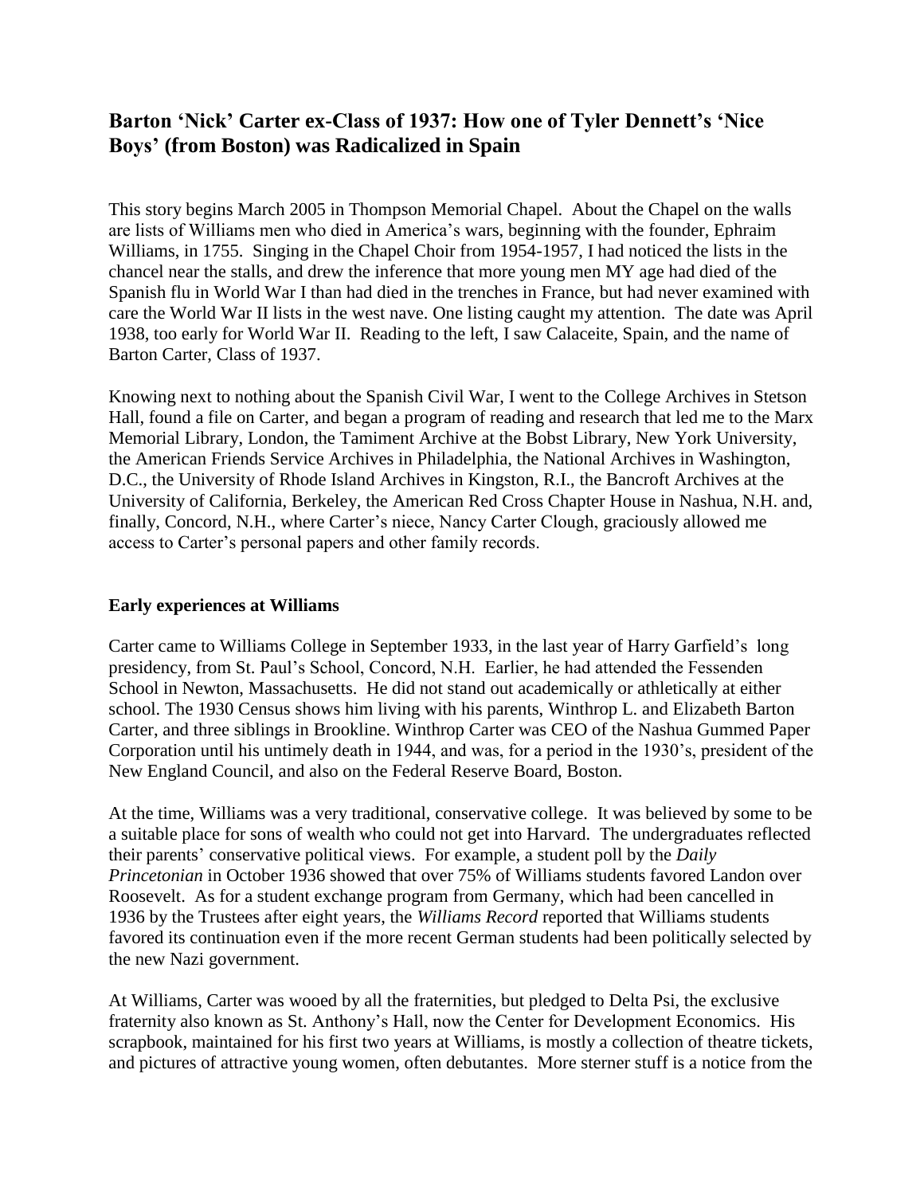## Barton 'Nick' Carter ex-Class of 1937: How one of Tyler Dennett's 'Nice Boys' (from Boston) was Radicalized in Spain

This story begins March 2005 in Thompson Memorial Chapel. About the Chapel on the walls are lists of Williams men who died in America's wars, beginning with the founder, Ephraim Williams, in 1755. Singing in the Chapel Choir from 1954-1957, I had noticed the lists in the chancel near the stalls, and drew the inference that more young men MY age had died of the Spanish flu in World War I than had died in the trenches in France, but had never examined with care the World War II lists in the west nave. One listing caught my attention. The date was April 1938, too early for World War II. Reading to the left, I saw Calaceite, Spain, and the name of Barton Carter, Class of 1937.

Knowing next to nothing about the Spanish Civil War, I went to the College Archives in Stetson Hall, found a file on Carter, and began a program of reading and research that led me to the Marx Memorial Library, London, the Tamiment Archive at the Bobst Library, New York University, the American Friends Service Archives in Philadelphia, the National Archives in Washington, D.C., the University of Rhode Island Archives in Kingston, R.I., the Bancroft Archives at the University of California, Berkeley, the American Red Cross Chapter House in Nashua, N.H. and, finally, Concord, N.H., where Carter's niece, Nancy Carter Clough, graciously allowed me access to Carter's personal papers and other family records.

### Early experiences at Williams

Carter came to Williams College in September 1933, in the last year of Harry Garfield's long presidency, from St. Paul's School, Concord, N.H. Earlier, he had attended the Fessenden School in Newton, Massachusetts. He did not stand out academically or athletically at either school. The 1930 Census shows him living with his parents, Winthrop L. and Elizabeth Barton Carter, and three siblings in Brookline. Winthrop Carter was CEO of the Nashua Gummed Paper Corporation until his untimely death in 1944, and was, for a period in the 1930's, president of the New England Council, and also on the Federal Reserve Board, Boston.

At the time, Williams was a very traditional, conservative college. It was believed by some to be a suitable place for sons of wealth who could not get into Harvard. The undergraduates reflected their parents' conservative political views. For example, a student poll by the *Daily Princetonian* in October 1936 showed that over 75% of Williams students favored Landon over Roosevelt. As for a student exchange program from Germany, which had been cancelled in 1936 by the Trustees after eight years, the *Williams Record* reported that Williams students favored its continuation even if the more recent German students had been politically selected by the new Nazi government.

At Williams, Carter was wooed by all the fraternities, but pledged to Delta Psi, the exclusive fraternity also known as St. Anthony's Hall, now the Center for Development Economics. His scrapbook, maintained for his first two years at Williams, is mostly a collection of theatre tickets, and pictures of attractive young women, often debutantes. More sterner stuff is a notice from the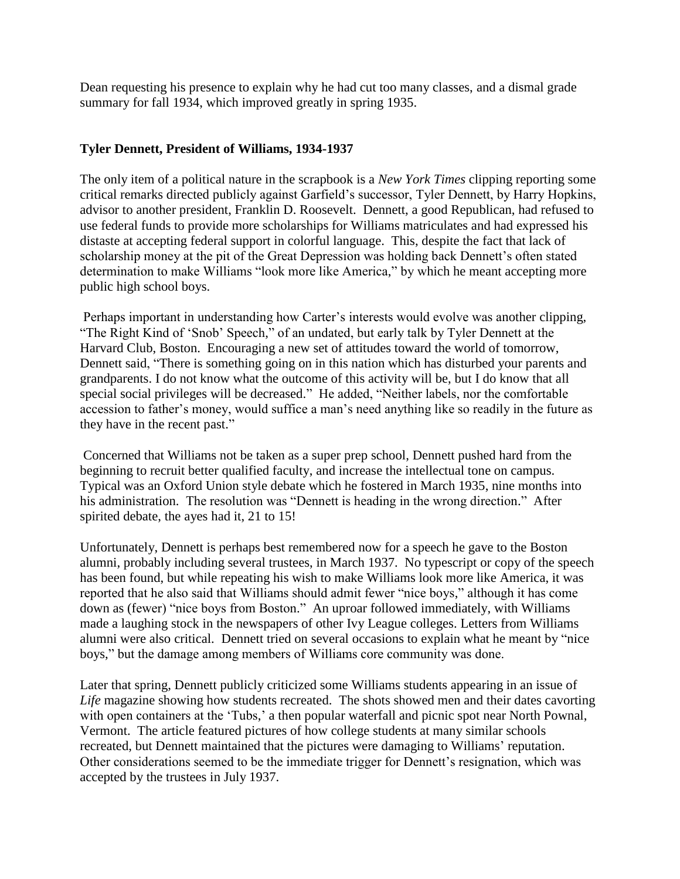Dean requesting his presence to explain why he had cut too many classes, and a dismal grade summary for fall 1934, which improved greatly in spring 1935.

### Tyler Dennett, President of Williams, 1934-1937

The only item of a political nature in the scrapbook is a *New York Times* clipping reporting some critical remarks directed publicly against Garfield's successor, Tyler Dennett, by Harry Hopkins, advisor to another president, Franklin D. Roosevelt. Dennett, a good Republican, had refused to use federal funds to provide more scholarships for Williams matriculates and had expressed his distaste at accepting federal support in colorful language. This, despite the fact that lack of scholarship money at the pit of the Great Depression was holding back Dennett's often stated determination to make Williams "look more like America," by which he meant accepting more public high school boys.

Perhaps important in understanding how Carter's interests would evolve was another clipping, "The Right Kind of 'Snob' Speech," of an undated, but early talk by Tyler Dennett at the Harvard Club, Boston. Encouraging a new set of attitudes toward the world of tomorrow, Dennett said, "There is something going on in this nation which has disturbed your parents and grandparents. I do not know what the outcome of this activity will be, but I do know that all special social privileges will be decreased." He added, "Neither labels, nor the comfortable accession to father's money, would suffice a man's need anything like so readily in the future as they have in the recent past."

Concerned that Williams not be taken as a super prep school, Dennett pushed hard from the beginning to recruit better qualified faculty, and increase the intellectual tone on campus. Typical was an Oxford Union style debate which he fostered in March 1935, nine months into his administration. The resolution was "Dennett is heading in the wrong direction." After spirited debate, the ayes had it, 21 to 15!

Unfortunately, Dennett is perhaps best remembered now for a speech he gave to the Boston alumni, probably including several trustees, in March 1937. No typescript or copy of the speech has been found, but while repeating his wish to make Williams look more like America, it was reported that he also said that Williams should admit fewer "nice boys," although it has come down as (fewer) "nice boys from Boston." An uproar followed immediately, with Williams made a laughing stock in the newspapers of other Ivy League colleges. Letters from Williams alumni were also critical. Dennett tried on several occasions to explain what he meant by "nice boys," but the damage among members of Williams core community was done.

Later that spring, Dennett publicly criticized some Williams students appearing in an issue of *Life* magazine showing how students recreated. The shots showed men and their dates cavorting with open containers at the 'Tubs,' a then popular waterfall and picnic spot near North Pownal, Vermont. The article featured pictures of how college students at many similar schools recreated, but Dennett maintained that the pictures were damaging to Williams' reputation. Other considerations seemed to be the immediate trigger for Dennett's resignation, which was accepted by the trustees in July 1937.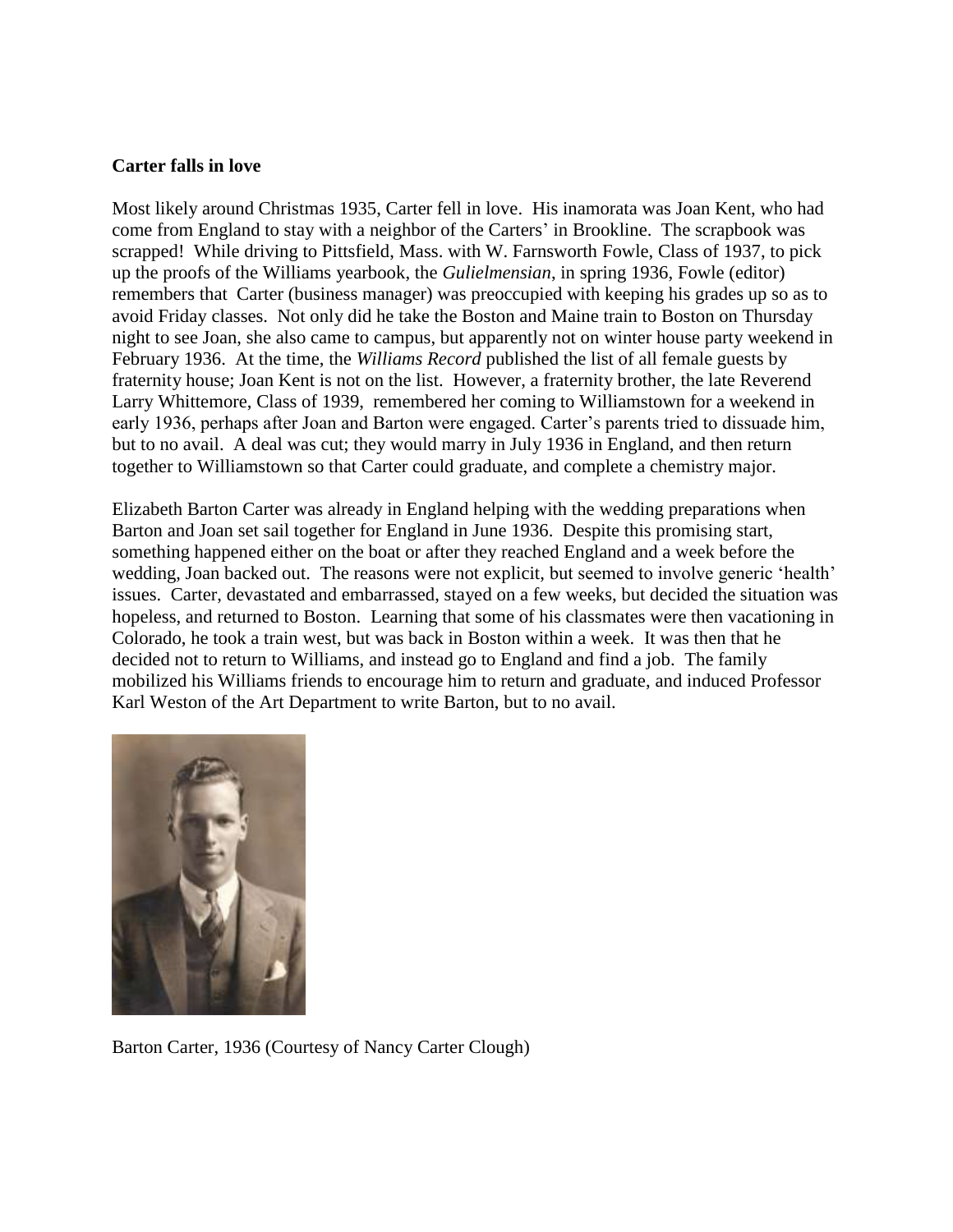**Carter falls in love**

Most likely around Christmas 1935, Carter fell in love. His inamorata was Joan Kent, who had come from England to stay with a neighbor of the Carters' in Brookline. The scrapbook was scrapped! While driving to Pittsfield, Mass. with W. Farnsworth Fowle, Class of 1937, to pick up the proofs of the Williams yearbook, the *Gulielmensian*, in spring 1936, Fowle (editor) remembers that Carter (business manager) was preoccupied with keeping his grades up so as to avoid Friday classes. Not only did he take the Boston and Maine train to Boston on Thursday night to see Joan, she also came to campus, but apparently not on winter house party weekend in February 1936. At the time, the *Williams Record* published the list of all female guests by fraternity house; Joan Kent is not on the list. However, a fraternity brother, the late Reverend Larry Whittemore, Class of 1939, remembered her coming to Williamstown for a weekend in early 1936, perhaps after Joan and Barton were engaged. Carter's parents tried to dissuade him, but to no avail. A deal was cut; they would marry in July 1936 in England, and then return together to Williamstown so that Carter could graduate, and complete a chemistry major.

Elizabeth Barton Carter was already in England helping with the wedding preparations when Barton and Joan set sail together for England in June 1936. Despite this promising start, something happened either on the boat or after they reached England and a week before the wedding, Joan backed out. The reasons were not explicit, but seemed to involve generic 'health' issues. Carter, devastated and embarrassed, stayed on a few weeks, but decided the situation was hopeless, and returned to Boston. Learning that some of his classmates were then vacationing in Colorado, he took a train west, but was back in Boston within a week. It was then that he decided not to return to Williams, and instead go to England and find a job. The family mobilized his Williams friends to encourage him to return and graduate, and induced Professor Karl Weston of the Art Department to write Barton, but to no avail.

Barton Carter, 1936 (Courtesy of Nancy Carter Clough)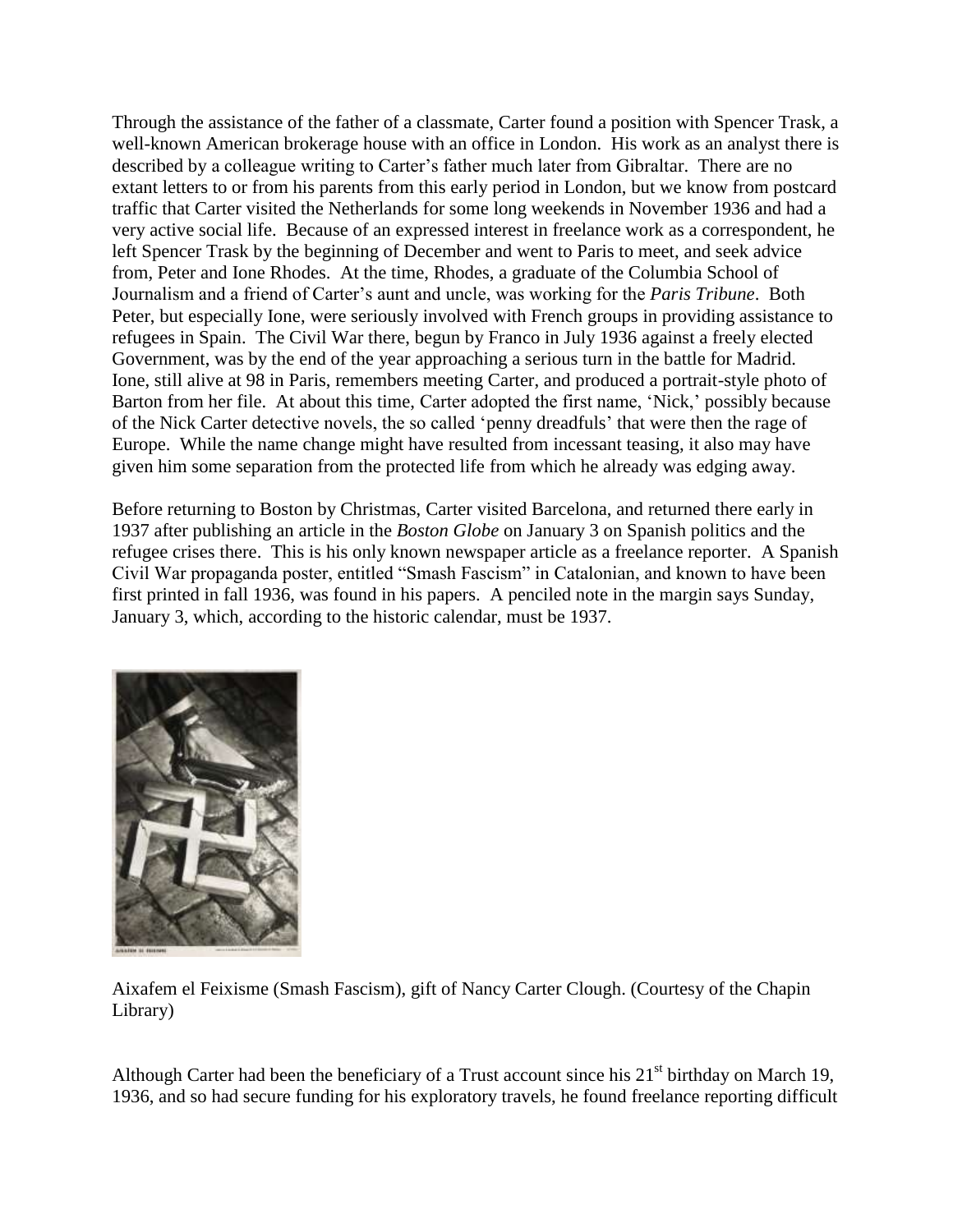Through the assistance of the father of a classmate, Carter found a position with Spencer Trask, a well-known American brokerage house with an office in London. His work as an analyst there is described by a colleague writing to Carter's father much later from Gibraltar. There are no extant letters to or from his parents from this early period in London, but we know from postcard traffic that Carter visited the Netherlands for some long weekends in November 1936 and had a very active social life. Because of an expressed interest in freelance work as a correspondent, he left Spencer Trask by the beginning of December and went to Paris to meet, and seek advice from, Peter and Ione Rhodes. At the time, Rhodes, a graduate of the Columbia School of Journalism and a friend of Carter's aunt and uncle, was working for the *Paris Tribune*. Both Peter, but especially Ione, were seriously involved with French groups in providing assistance to refugees in Spain. The Civil War there, begun by Franco in July 1936 against a freely elected Government, was by the end of the year approaching a serious turn in the battle for Madrid. Ione, still alive at 98 in Paris, remembers meeting Carter, and produced a portrait-style photo of Barton from her file. At about this time, Carter adopted the first name, 'Nick,' possibly because of the Nick Carter detective novels, the so called 'penny dreadfuls' that were then the rage of Europe. While the name change might have resulted from incessant teasing, it also may have given him some separation from the protected life from which he already was edging away.

Before returning to Boston by Christmas, Carter visited Barcelona, and returned there early in 1937 after publishing an article in the *Boston Globe* on January 3 on Spanish politics and the refugee crises there. This is his only known newspaper article as a freelance reporter. A Spanish Civil War propaganda poster, entitled "Smash Fascism" in Catalonian, and known to have been first printed in fall 1936, was found in his papers. A penciled note in the margin says Sunday, January 3, which, according to the historic calendar, must be 1937.

Aixafem el Feixisme (Smash Fascism), gift of Nancy Carter Clough. (Courtesy of the Chapin Library)

Although Carter had been the beneficiary of a Trust account since his 21st birthday on March 19, 1936, and so had secure funding for his exploratory travels, he found freelance reporting difficult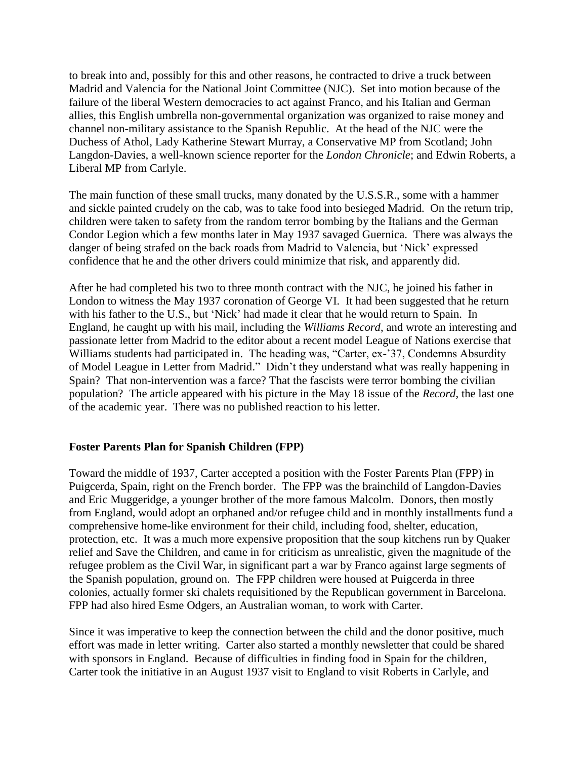to break into and, possibly for this and other reasons, he contracted to drive a truck between Madrid and Valencia for the National Joint Committee (NJC). Set into motion because of the failure of the liberal Western democracies to act against Franco, and his Italian and German allies, this English umbrella non-governmental organization was organized to raise money and channel non-military assistance to the Spanish Republic. At the head of the NJC were the Duchess of Athol, Lady Katherine Stewart Murray, a Conservative MP from Scotland; John Langdon-Davies, a well-known science reporter for the *London Chronicle*; and Edwin Roberts, a Liberal MP from Carlyle.

The main function of these small trucks, many donated by the U.S.S.R., some with a hammer and sickle painted crudely on the cab, was to take food into besieged Madrid. On the return trip, children were taken to safety from the random terror bombing by the Italians and the German Condor Legion which a few months later in May 1937 savaged Guernica. There was always the danger of being strafed on the back roads from Madrid to Valencia, but 'Nick' expressed confidence that he and the other drivers could minimize that risk, and apparently did.

After he had completed his two to three month contract with the NJC, he joined his father in London to witness the May 1937 coronation of George VI. It had been suggested that he return with his father to the U.S., but 'Nick' had made it clear that he would return to Spain. In England, he caught up with his mail, including the *Williams Record*, and wrote an interesting and passionate letter from Madrid to the editor about a recent model League of Nations exercise that Williams students had participated in. The heading was, "Carter, ex-'37, Condemns Absurdity of Model League in Letter from Madrid." Didn't they understand what was really happening in Spain? That non-intervention was a farce? That the fascists were terror bombing the civilian population? The article appeared with his picture in the May 18 issue of the *Record*, the last one of the academic year. There was no published reaction to his letter.

**Foster Parents Plan for Spanish Children (FPP)**

Toward the middle of 1937, Carter accepted a position with the Foster Parents Plan (FPP) in Puigcerda, Spain, right on the French border. The FPP was the brainchild of Langdon-Davies and Eric Muggeridge, a younger brother of the more famous Malcolm. Donors, then mostly from England, would adopt an orphaned and/or refugee child and in monthly installments fund a comprehensive home-like environment for their child, including food, shelter, education, protection, etc. It was a much more expensive proposition that the soup kitchens run by Quaker relief and Save the Children, and came in for criticism as unrealistic, given the magnitude of the refugee problem as the Civil War, in significant part a war by Franco against large segments of the Spanish population, ground on. The FPP children were housed at Puigcerda in three colonies, actually former ski chalets requisitioned by the Republican government in Barcelona. FPP had also hired Esme Odgers, an Australian woman, to work with Carter.

Since it was imperative to keep the connection between the child and the donor positive, much effort was made in letter writing. Carter also started a monthly newsletter that could be shared with sponsors in England. Because of difficulties in finding food in Spain for the children, Carter took the initiative in an August 1937 visit to England to visit Roberts in Carlyle, and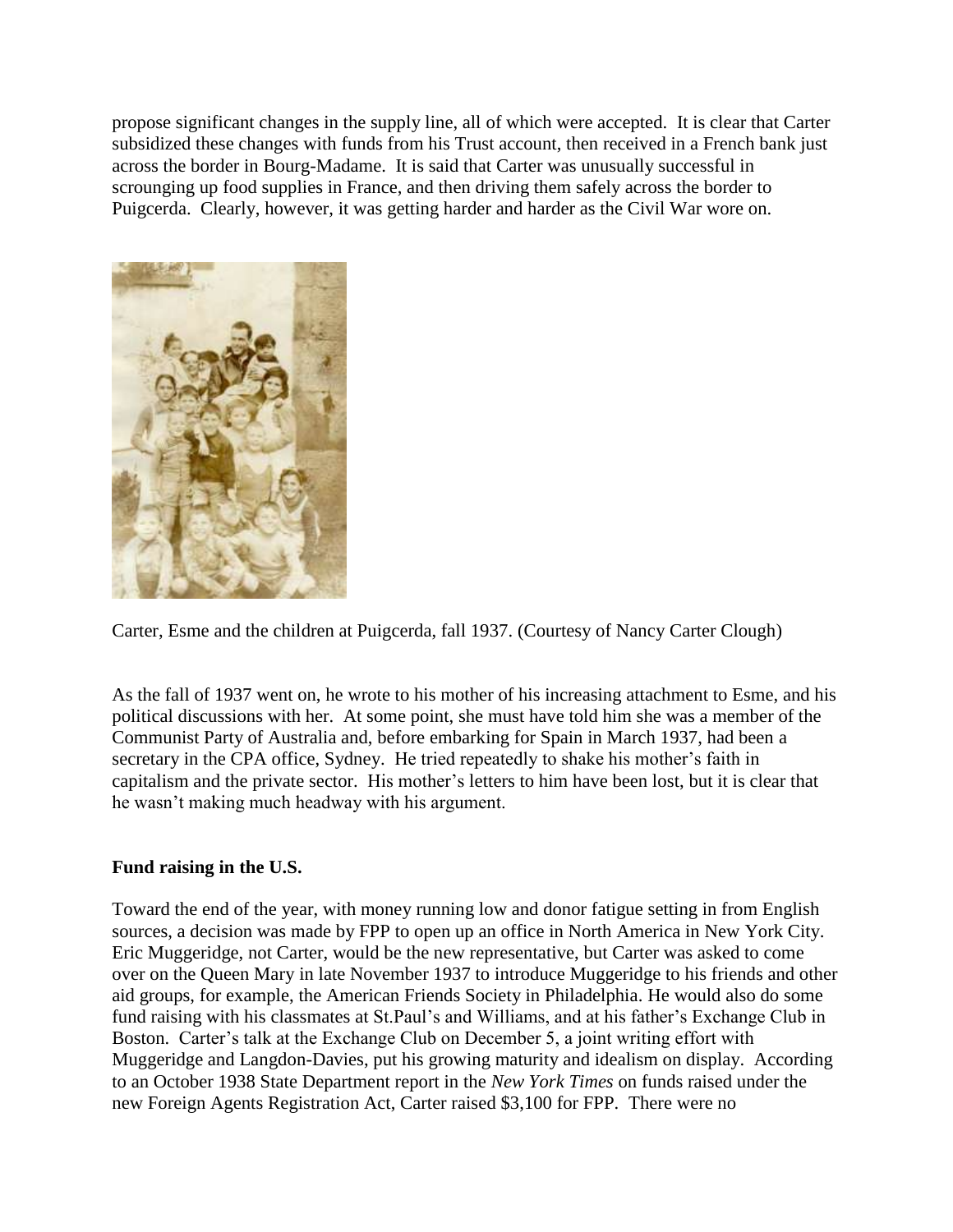propose significant changes in the supply line, all of which were accepted. It is clear that Carter subsidized these changes with funds from his Trust account, then received in a French bank just across the border in Bourg-Madame. It is said that Carter was unusually successful in scrounging up food supplies in France, and then driving them safely across the border to Puigcerda. Clearly, however, it was getting harder and harder as the Civil War wore on.

Carter, Esme and the children at Puigcerda, fall 1937. (Courtesy of Nancy Carter Clough)

As the fall of 1937 went on, he wrote to his mother of his increasing attachment to Esme, and his political discussions with her. At some point, she must have told him she was a member of the Communist Party of Australia and, before embarking for Spain in March 1937, had been a secretary in the CPA office, Sydney. He tried repeatedly to shake his mother's faith in capitalism and the private sector. His mother's letters to him have been lost, but it is clear that he wasn't making much headway with his argument.

**Fund raising in the U.S.**

Toward the end of the year, with money running low and donor fatigue setting in from English sources, a decision was made by FPP to open up an office in North America in New York City. Eric Muggeridge, not Carter, would be the new representative, but Carter was asked to come over on the Queen Mary in late November 1937 to introduce Muggeridge to his friends and other aid groups, for example, the American Friends Society in Philadelphia. He would also do some fund raising with his classmates at St.Paul's and Williams, and at his father's Exchange Club in Boston. Carter's talk at the Exchange Club on December 5, a joint writing effort with Muggeridge and Langdon-Davies, put his growing maturity and idealism on display. According to an October 1938 State Department report in the *New York Times* on funds raised under the new Foreign Agents Registration Act, Carter raised $3,100 for FPP. There were no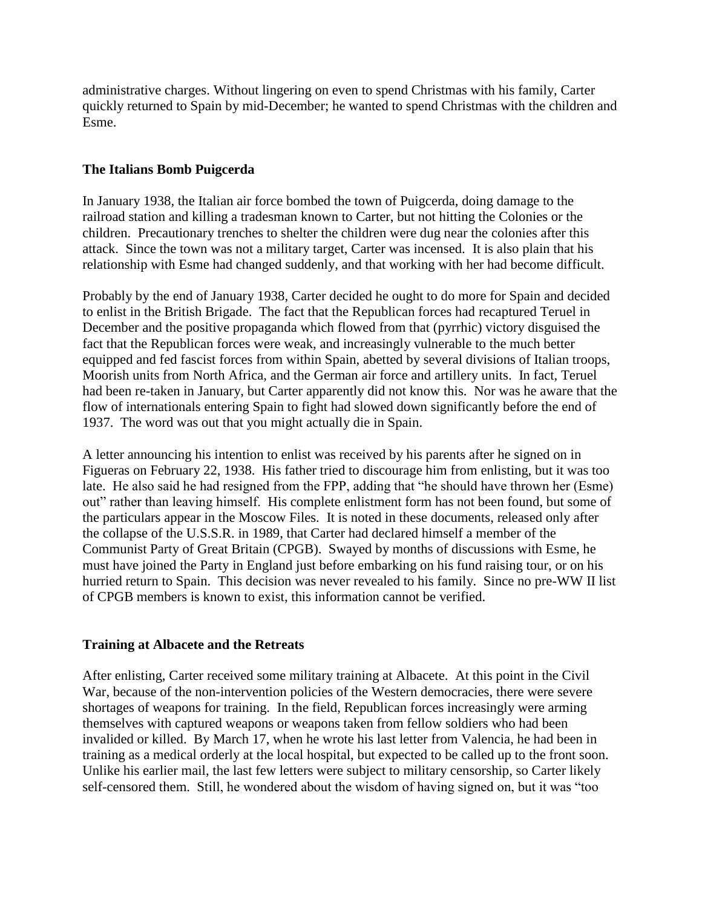administrative charges. Without lingering on even to spend Christmas with his family, Carter quickly returned to Spain by mid-December; he wanted to spend Christmas with the children and Esme.

## The Italians Bomb Puigcerda

In January 1938, the Italian air force bombed the town of Puigcerda, doing damage to the railroad station and killing a tradesman known to Carter, but not hitting the Colonies or the children. Precautionary trenches to shelter the children were dug near the colonies after this attack. Since the town was not a military target, Carter was incensed. It is also plain that his relationship with Esme had changed suddenly, and that working with her had become difficult.

Probably by the end of January 1938, Carter decided he ought to do more for Spain and decided to enlist in the British Brigade. The fact that the Republican forces had recaptured Teruel in December and the positive propaganda which flowed from that (pyrrhic) victory disguised the fact that the Republican forces were weak, and increasingly vulnerable to the much better equipped and fed fascist forces from within Spain, abetted by several divisions of Italian troops, Moorish units from North Africa, and the German air force and artillery units. In fact, Teruel had been re-taken in January, but Carter apparently did not know this. Nor was he aware that the flow of internationals entering Spain to fight had slowed down significantly before the end of 1937. The word was out that you might actually die in Spain.

A letter announcing his intention to enlist was received by his parents after he signed on in Figueras on February 22, 1938. His father tried to discourage him from enlisting, but it was too late. He also said he had resigned from the FPP, adding that "he should have thrown her (Esme) out" rather than leaving himself. His complete enlistment form has not been found, but some of the particulars appear in the Moscow Files. It is noted in these documents, released only after the collapse of the U.S.S.R. in 1989, that Carter had declared himself a member of the Communist Party of Great Britain (CPGB). Swayed by months of discussions with Esme, he must have joined the Party in England just before embarking on his fund raising tour, or on his hurried return to Spain. This decision was never revealed to his family. Since no pre-WW II list of CPGB members is known to exist, this information cannot be verified.

## Training at Albacete and the Retreats

After enlisting, Carter received some military training at Albacete. At this point in the Civil War, because of the non-intervention policies of the Western democracies, there were severe shortages of weapons for training. In the field, Republican forces increasingly were arming themselves with captured weapons or weapons taken from fellow soldiers who had been invalided or killed. By March 17, when he wrote his last letter from Valencia, he had been in training as a medical orderly at the local hospital, but expected to be called up to the front soon. Unlike his earlier mail, the last few letters were subject to military censorship, so Carter likely self-censored them. Still, he wondered about the wisdom of having signed on, but it was "too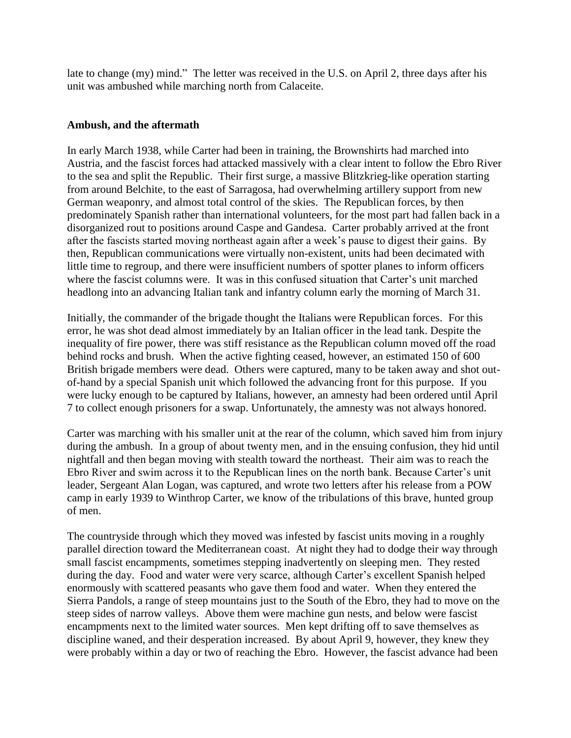late to change (my) mind." The letter was received in the U.S. on April 2, three days after his unit was ambushed while marching north from Calaceite.

## Ambush, and the aftermath

In early March 1938, while Carter had been in training, the Brownshirts had marched into Austria, and the fascist forces had attacked massively with a clear intent to follow the Ebro River to the sea and split the Republic. Their first surge, a massive Blitzkrieg-like operation starting from around Belchite, to the east of Sarragosa, had overwhelming artillery support from new German weaponry, and almost total control of the skies. The Republican forces, by then predominately Spanish rather than international volunteers, for the most part had fallen back in a disorganized rout to positions around Caspe and Gandesa. Carter probably arrived at the front after the fascists started moving northeast again after a week's pause to digest their gains. By then, Republican communications were virtually non-existent, units had been decimated with little time to regroup, and there were insufficient numbers of spotter planes to inform officers where the fascist columns were. It was in this confused situation that Carter's unit marched headlong into an advancing Italian tank and infantry column early the morning of March 31.

Initially, the commander of the brigade thought the Italians were Republican forces. For this error, he was shot dead almost immediately by an Italian officer in the lead tank. Despite the inequality of fire power, there was stiff resistance as the Republican column moved off the road behind rocks and brush. When the active fighting ceased, however, an estimated 150 of 600 British brigade members were dead. Others were captured, many to be taken away and shot out-of-hand by a special Spanish unit which followed the advancing front for this purpose. If you were lucky enough to be captured by Italians, however, an amnesty had been ordered until April 7 to collect enough prisoners for a swap. Unfortunately, the amnesty was not always honored.

Carter was marching with his smaller unit at the rear of the column, which saved him from injury during the ambush. In a group of about twenty men, and in the ensuing confusion, they hid until nightfall and then began moving with stealth toward the northeast. Their aim was to reach the Ebro River and swim across it to the Republican lines on the north bank. Because Carter's unit leader, Sergeant Alan Logan, was captured, and wrote two letters after his release from a POW camp in early 1939 to Winthrop Carter, we know of the tribulations of this brave, hunted group of men.

The countryside through which they moved was infested by fascist units moving in a roughly parallel direction toward the Mediterranean coast. At night they had to dodge their way through small fascist encampments, sometimes stepping inadvertently on sleeping men. They rested during the day. Food and water were very scarce, although Carter's excellent Spanish helped enormously with scattered peasants who gave them food and water. When they entered the Sierra Pandols, a range of steep mountains just to the South of the Ebro, they had to move on the steep sides of narrow valleys. Above them were machine gun nests, and below were fascist encampments next to the limited water sources. Men kept drifting off to save themselves as discipline waned, and their desperation increased. By about April 9, however, they knew they were probably within a day or two of reaching the Ebro. However, the fascist advance had been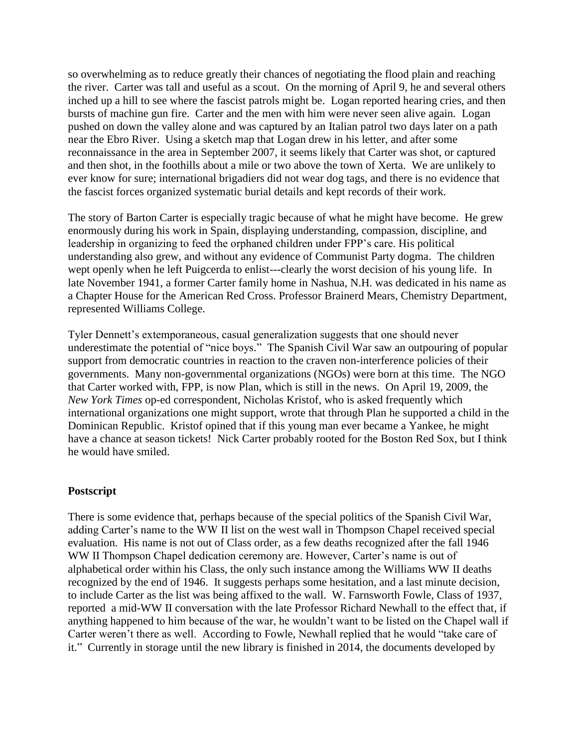so overwhelming as to reduce greatly their chances of negotiating the flood plain and reaching the river. Carter was tall and useful as a scout. On the morning of April 9, he and several others inched up a hill to see where the fascist patrols might be. Logan reported hearing cries, and then bursts of machine gun fire. Carter and the men with him were never seen alive again. Logan pushed on down the valley alone and was captured by an Italian patrol two days later on a path near the Ebro River. Using a sketch map that Logan drew in his letter, and after some reconnaissance in the area in September 2007, it seems likely that Carter was shot, or captured and then shot, in the foothills about a mile or two above the town of Xerta. We are unlikely to ever know for sure; international brigadiers did not wear dog tags, and there is no evidence that the fascist forces organized systematic burial details and kept records of their work.

The story of Barton Carter is especially tragic because of what he might have become. He grew enormously during his work in Spain, displaying understanding, compassion, discipline, and leadership in organizing to feed the orphaned children under FPP's care. His political understanding also grew, and without any evidence of Communist Party dogma. The children wept openly when he left Puigcerda to enlist---clearly the worst decision of his young life. In late November 1941, a former Carter family home in Nashua, N.H. was dedicated in his name as a Chapter House for the American Red Cross. Professor Brainerd Mears, Chemistry Department, represented Williams College.

Tyler Dennett's extemporaneous, casual generalization suggests that one should never underestimate the potential of "nice boys." The Spanish Civil War saw an outpouring of popular support from democratic countries in reaction to the craven non-interference policies of their governments. Many non-governmental organizations (NGOs) were born at this time. The NGO that Carter worked with, FPP, is now Plan, which is still in the news. On April 19, 2009, the *New York Times* op-ed correspondent, Nicholas Kristof, who is asked frequently which international organizations one might support, wrote that through Plan he supported a child in the Dominican Republic. Kristof opined that if this young man ever became a Yankee, he might have a chance at season tickets! Nick Carter probably rooted for the Boston Red Sox, but I think he would have smiled.

**Postscript**

There is some evidence that, perhaps because of the special politics of the Spanish Civil War, adding Carter's name to the WW II list on the west wall in Thompson Chapel received special evaluation. His name is not out of Class order, as a few deaths recognized after the fall 1946 WW II Thompson Chapel dedication ceremony are. However, Carter's name is out of alphabetical order within his Class, the only such instance among the Williams WW II deaths recognized by the end of 1946. It suggests perhaps some hesitation, and a last minute decision, to include Carter as the list was being affixed to the wall. W. Farnsworth Fowle, Class of 1937, reported a mid-WW II conversation with the late Professor Richard Newhall to the effect that, if anything happened to him because of the war, he wouldn't want to be listed on the Chapel wall if Carter weren't there as well. According to Fowle, Newhall replied that he would "take care of it." Currently in storage until the new library is finished in 2014, the documents developed by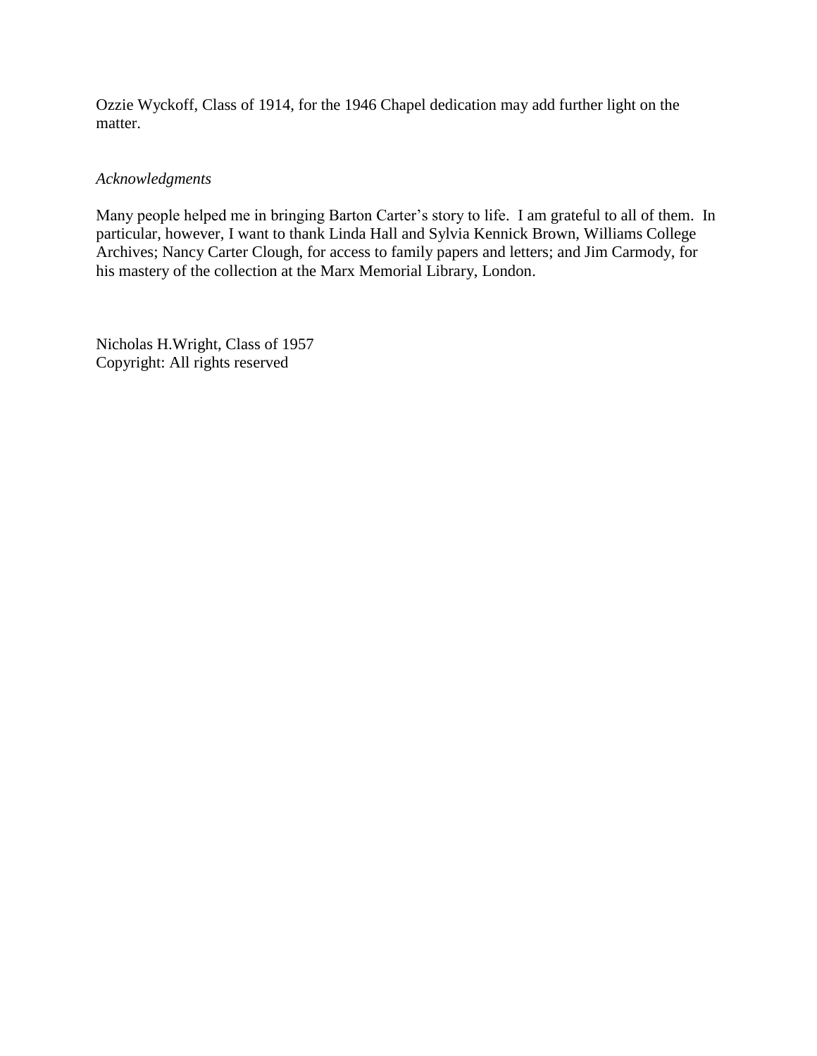Ozzie Wyckoff, Class of 1914, for the 1946 Chapel dedication may add further light on the matter.

*Acknowledgments*

Many people helped me in bringing Barton Carter's story to life. I am grateful to all of them. In particular, however, I want to thank Linda Hall and Sylvia Kennick Brown, Williams College Archives; Nancy Carter Clough, for access to family papers and letters; and Jim Carmody, for his mastery of the collection at the Marx Memorial Library, London.

Nicholas H.Wright, Class of 1957
Copyright: All rights reserved